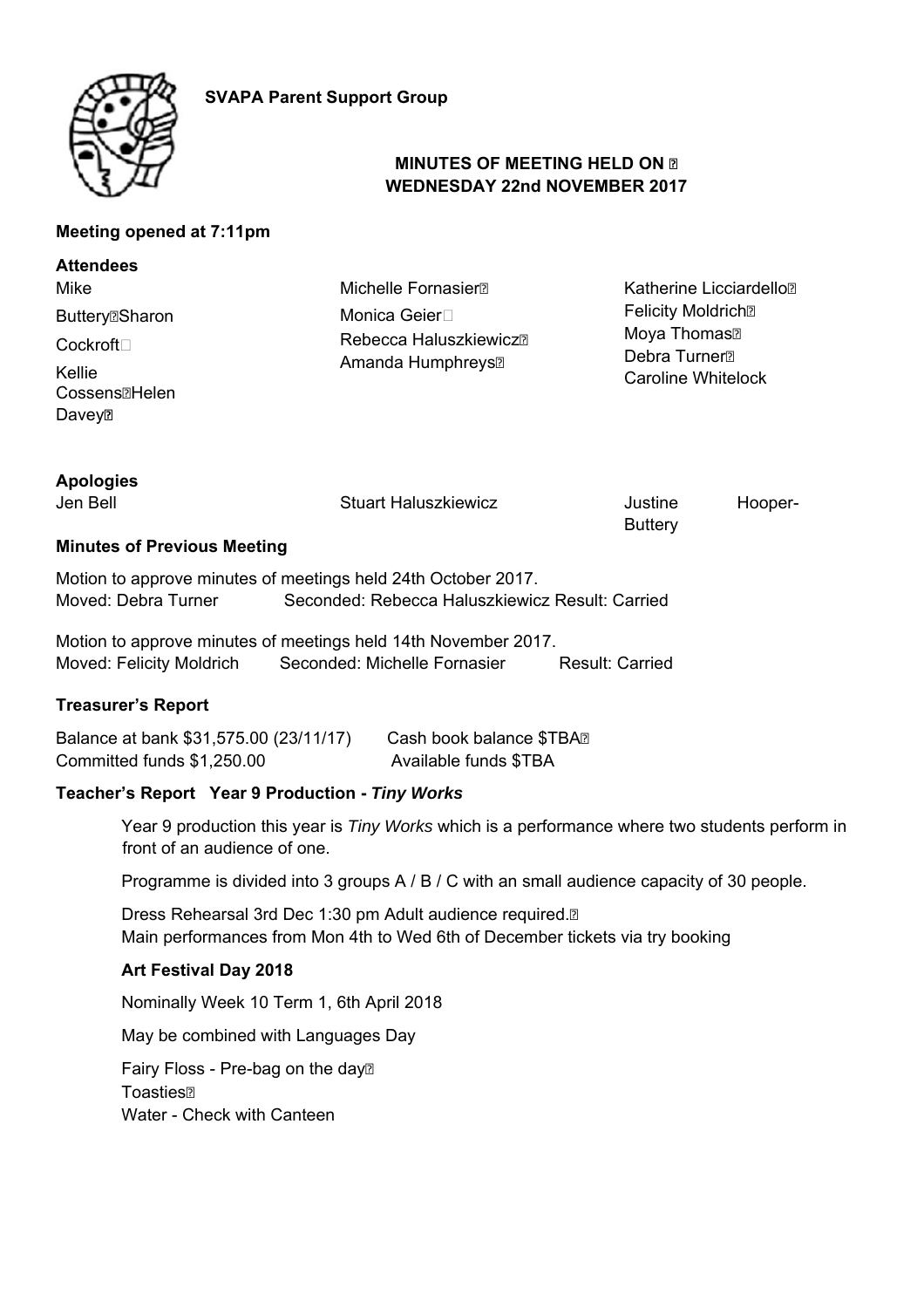**SVAPA Parent Support Group**

**MINUTES OF MEETING HELD ON WEDNESDAY 22nd NOVEMBER 2017**

**Meeting opened at 7:11pm**

**Attendees**

Mike Buttery
Sharon Cockroft
Kellie Cossens
Helen Davey
Michelle Fornasier
Monica Geier
Rebecca Haluszkiewicz
Amanda Humphreys
Katherine Licciardello
Felicity Moldrich
Moya Thomas
Debra Turner
Caroline Whitelock

**Apologies**

Jen Bell
Stuart Haluszkiewicz
Justine Hooper-Buttery

**Minutes of Previous Meeting**

Motion to approve minutes of meetings held 24th October 2017.
Moved: Debra Turner Seconded: Rebecca Haluszkiewicz Result: Carried

Motion to approve minutes of meetings held 14th November 2017.
Moved: Felicity Moldrich Seconded: Michelle Fornasier Result: Carried

**Treasurer's Report**

Balance at bank $31,575.00 (23/11/17) Cash book balance $TBA
Committed funds $1,250.00 Available funds $TBA

**Teacher's Report Year 9 Production - *Tiny Works***

Year 9 production this year is *Tiny Works* which is a performance where two students perform in front of an audience of one.

Programme is divided into 3 groups A / B / C with an small audience capacity of 30 people.

Dress Rehearsal 3rd Dec 1:30 pm Adult audience required.
Main performances from Mon 4th to Wed 6th of December tickets via try booking

**Art Festival Day 2018**

Nominally Week 10 Term 1, 6th April 2018

May be combined with Languages Day

Fairy Floss - Pre-bag on the day
Toasties
Water - Check with Canteen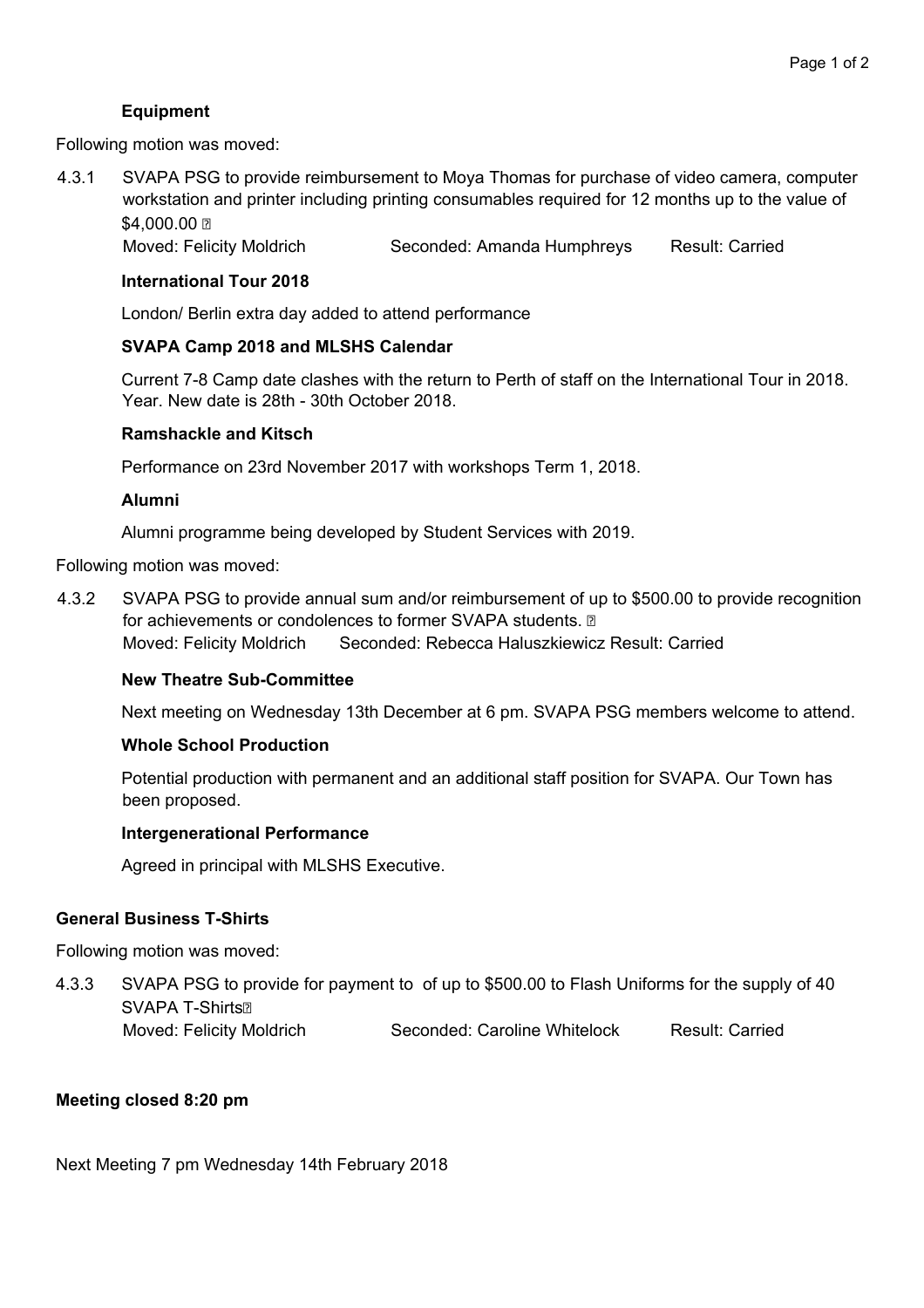### Equipment

Following motion was moved:

4.3.1 SVAPA PSG to provide reimbursement to Moya Thomas for purchase of video camera, computer workstation and printer including printing consumables required for 12 months up to the value of $4,000.00

Moved: Felicity Moldrich Seconded: Amanda Humphreys Result: Carried

### International Tour 2018

London/ Berlin extra day added to attend performance

### SVAPA Camp 2018 and MLSHS Calendar

Current 7-8 Camp date clashes with the return to Perth of staff on the International Tour in 2018. Year. New date is 28th - 30th October 2018.

### Ramshackle and Kitsch

Performance on 23rd November 2017 with workshops Term 1, 2018.

### Alumni

Alumni programme being developed by Student Services with 2019.

Following motion was moved:

4.3.2 SVAPA PSG to provide annual sum and/or reimbursement of up to $500.00 to provide recognition for achievements or condolences to former SVAPA students.

Moved: Felicity Moldrich Seconded: Rebecca Haluszkiewicz Result: Carried

### New Theatre Sub-Committee

Next meeting on Wednesday 13th December at 6 pm. SVAPA PSG members welcome to attend.

### Whole School Production

Potential production with permanent and an additional staff position for SVAPA. Our Town has been proposed.

### Intergenerational Performance

Agreed in principal with MLSHS Executive.

### General Business T-Shirts

Following motion was moved:

4.3.3 SVAPA PSG to provide for payment to of up to $500.00 to Flash Uniforms for the supply of 40 SVAPA T-Shirts

Moved: Felicity Moldrich Seconded: Caroline Whitelock Result: Carried

**Meeting closed 8:20 pm**

Next Meeting 7 pm Wednesday 14th February 2018